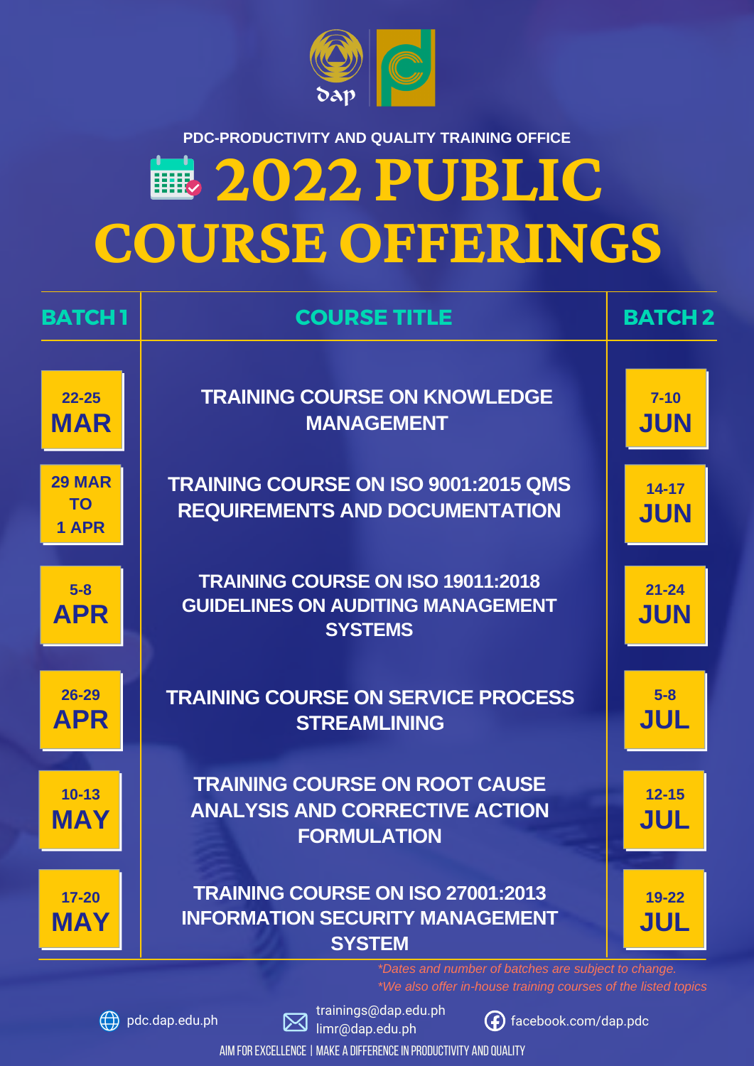PDC-PRODUCTIVITY AND QUALITY TRAINING OFFICE

# 2022 PUBLIC COURSE OFFERINGS

| BATCH 1 | COURSE TITLE | BATCH 2 |
|---|---|---|
| 22-25 MAR | TRAINING COURSE ON KNOWLEDGE MANAGEMENT | 7-10 JUN |
| 29 MAR TO 1 APR | TRAINING COURSE ON ISO 9001:2015 QMS REQUIREMENTS AND DOCUMENTATION | 14-17 JUN |
| 5-8 APR | TRAINING COURSE ON ISO 19011:2018 GUIDELINES ON AUDITING MANAGEMENT SYSTEMS | 21-24 JUN |
| 26-29 APR | TRAINING COURSE ON SERVICE PROCESS STREAMLINING | 5-8 JUL |
| 10-13 MAY | TRAINING COURSE ON ROOT CAUSE ANALYSIS AND CORRECTIVE ACTION FORMULATION | 12-15 JUL |
| 17-20 MAY | TRAINING COURSE ON ISO 27001:2013 INFORMATION SECURITY MANAGEMENT SYSTEM | 19-22 JUL |

*\*Dates and number of batches are subject to change.*
*\*We also offer in-house training courses of the listed topics*

pdc.dap.edu.ph

trainings@dap.edu.ph
limr@dap.edu.ph

facebook.com/dap.pdc

AIM FOR EXCELLENCE | MAKE A DIFFERENCE IN PRODUCTIVITY AND QUALITY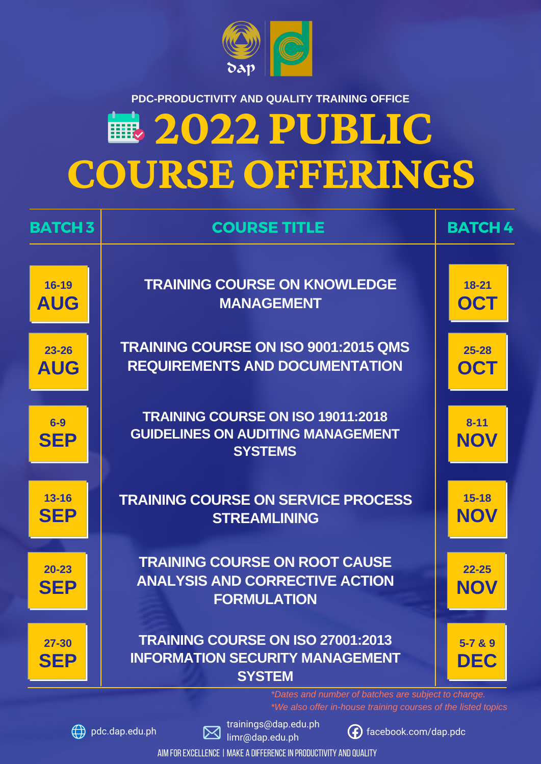PDC-PRODUCTIVITY AND QUALITY TRAINING OFFICE

# 2022 PUBLIC COURSE OFFERINGS

| BATCH 3 | COURSE TITLE | BATCH 4 |
|---|---|---|
| 16-19 AUG | TRAINING COURSE ON KNOWLEDGE MANAGEMENT | 18-21 OCT |
| 23-26 AUG | TRAINING COURSE ON ISO 9001:2015 QMS REQUIREMENTS AND DOCUMENTATION | 25-28 OCT |
| 6-9 SEP | TRAINING COURSE ON ISO 19011:2018 GUIDELINES ON AUDITING MANAGEMENT SYSTEMS | 8-11 NOV |
| 13-16 SEP | TRAINING COURSE ON SERVICE PROCESS STREAMLINING | 15-18 NOV |
| 20-23 SEP | TRAINING COURSE ON ROOT CAUSE ANALYSIS AND CORRECTIVE ACTION FORMULATION | 22-25 NOV |
| 27-30 SEP | TRAINING COURSE ON ISO 27001:2013 INFORMATION SECURITY MANAGEMENT SYSTEM | 5-7 & 9 DEC |

*\*Dates and number of batches are subject to change.*
*\*We also offer in-house training courses of the listed topics*

pdc.dap.edu.ph

trainings@dap.edu.ph
limr@dap.edu.ph

facebook.com/dap.pdc

AIM FOR EXCELLENCE | MAKE A DIFFERENCE IN PRODUCTIVITY AND QUALITY